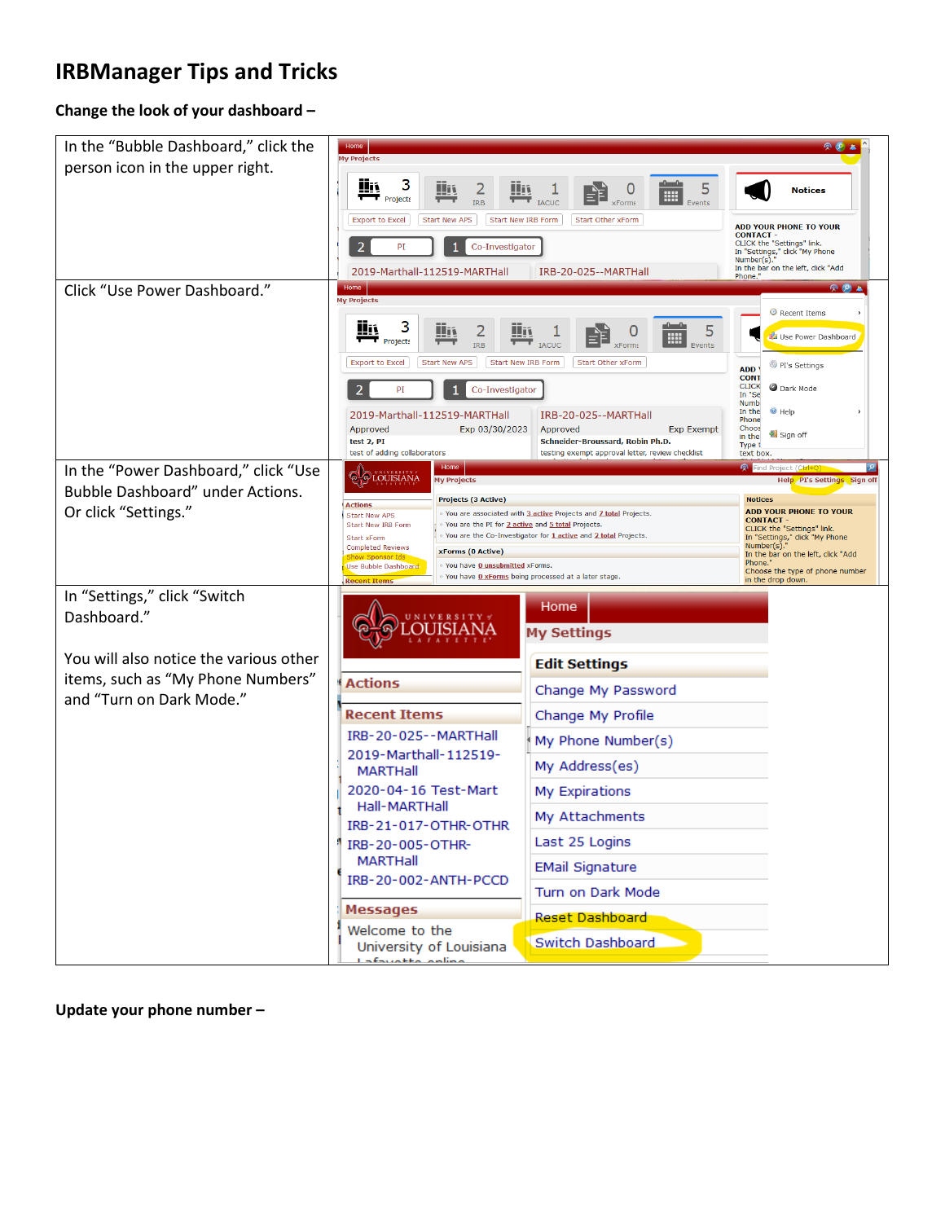# IRBManager Tips and Tricks

**Change the look of your dashboard –**

| | |
|---|---|
| In the "Bubble Dashboard," click the person icon in the upper right. | |
| Click "Use Power Dashboard." | |
| In the "Power Dashboard," click "Use Bubble Dashboard" under Actions. Or click "Settings." | |
| In "Settings," click "Switch Dashboard." <br><br> You will also notice the various other items, such as "My Phone Numbers" and "Turn on Dark Mode." | |

**Update your phone number –**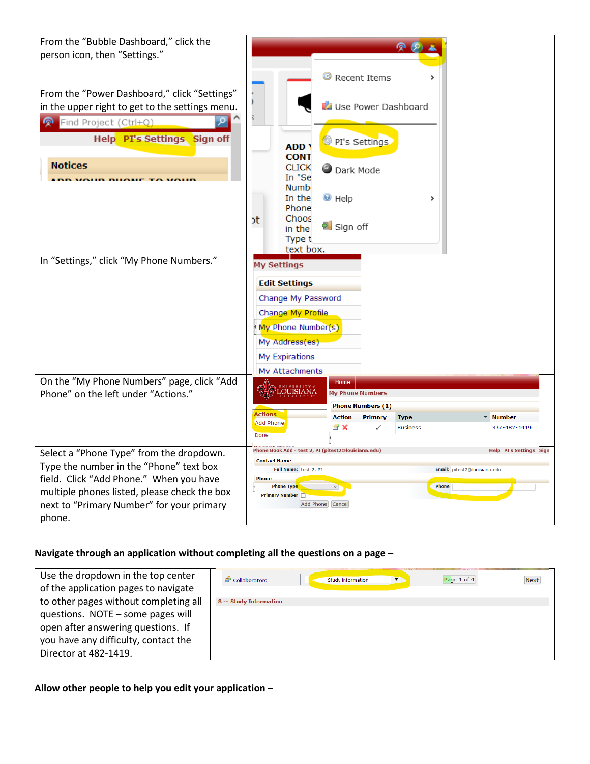| | |
|---|---|
| From the "Bubble Dashboard," click the person icon, then "Settings."<br><br>From the "Power Dashboard," click "Settings" in the upper right to get to the settings menu. | |
| In "Settings," click "My Phone Numbers." | |
| On the "My Phone Numbers" page, click "Add Phone" on the left under "Actions." | |
| Select a "Phone Type" from the dropdown. Type the number in the "Phone" text box field. Click "Add Phone." When you have multiple phones listed, please check the box next to "Primary Number" for your primary phone. | |

**Navigate through an application without completing all the questions on a page –**

| | |
|---|---|
| Use the dropdown in the top center of the application pages to navigate to other pages without completing all questions. NOTE – some pages will open after answering questions. If you have any difficulty, contact the Director at 482-1419. | |

**Allow other people to help you edit your application –**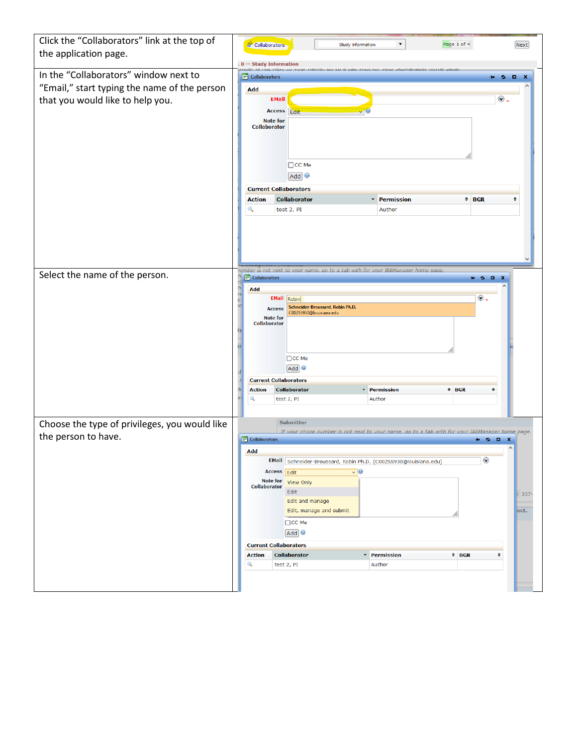| | |
|---|---|
| Click the "Collaborators" link at the top of the application page. | |
| In the "Collaborators" window next to "Email," start typing the name of the person that you would like to help you. | |
| Select the name of the person. | |
| Choose the type of privileges, you would like the person to have. | |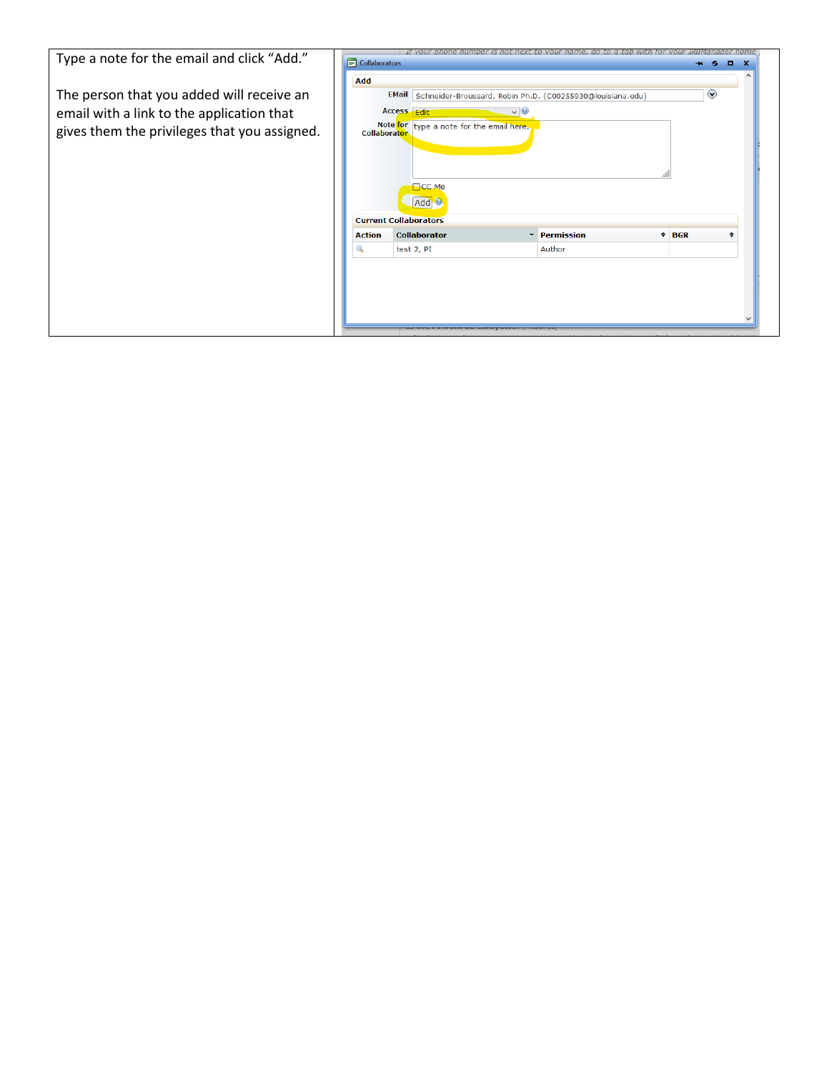Type a note for the email and click “Add.”

The person that you added will receive an email with a link to the application that gives them the privileges that you assigned.